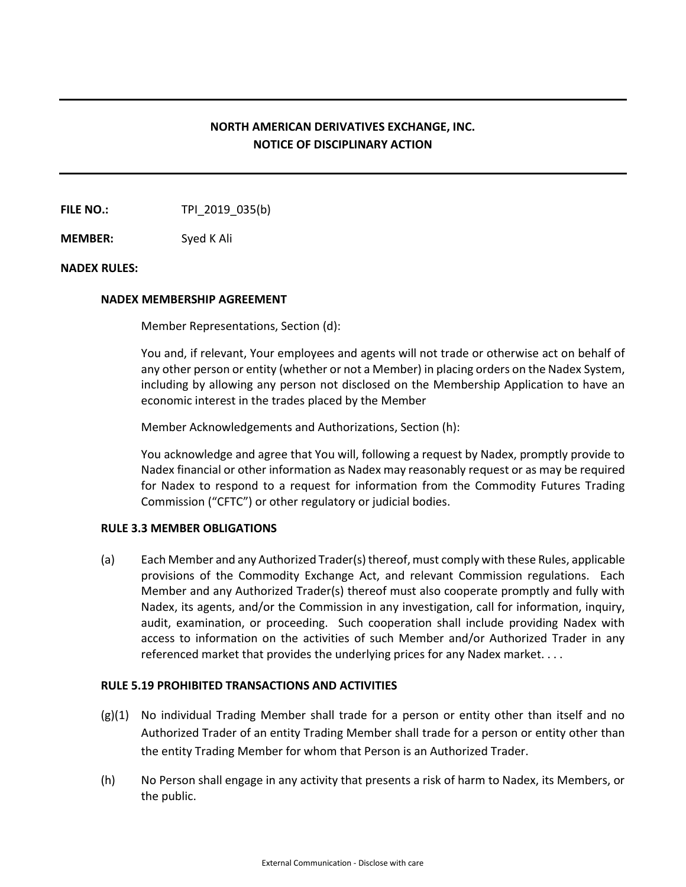# NORTH AMERICAN DERIVATIVES EXCHANGE, INC.
# NOTICE OF DISCIPLINARY ACTION

**FILE NO.:** TPI_2019_035(b)

**MEMBER:** Syed K Ali

**NADEX RULES:**

**NADEX MEMBERSHIP AGREEMENT**

Member Representations, Section (d):

You and, if relevant, Your employees and agents will not trade or otherwise act on behalf of any other person or entity (whether or not a Member) in placing orders on the Nadex System, including by allowing any person not disclosed on the Membership Application to have an economic interest in the trades placed by the Member

Member Acknowledgements and Authorizations, Section (h):

You acknowledge and agree that You will, following a request by Nadex, promptly provide to Nadex financial or other information as Nadex may reasonably request or as may be required for Nadex to respond to a request for information from the Commodity Futures Trading Commission ("CFTC") or other regulatory or judicial bodies.

**RULE 3.3 MEMBER OBLIGATIONS**

(a) Each Member and any Authorized Trader(s) thereof, must comply with these Rules, applicable provisions of the Commodity Exchange Act, and relevant Commission regulations. Each Member and any Authorized Trader(s) thereof must also cooperate promptly and fully with Nadex, its agents, and/or the Commission in any investigation, call for information, inquiry, audit, examination, or proceeding. Such cooperation shall include providing Nadex with access to information on the activities of such Member and/or Authorized Trader in any referenced market that provides the underlying prices for any Nadex market. . . .

**RULE 5.19 PROHIBITED TRANSACTIONS AND ACTIVITIES**

(g)(1) No individual Trading Member shall trade for a person or entity other than itself and no Authorized Trader of an entity Trading Member shall trade for a person or entity other than the entity Trading Member for whom that Person is an Authorized Trader.

(h) No Person shall engage in any activity that presents a risk of harm to Nadex, its Members, or the public.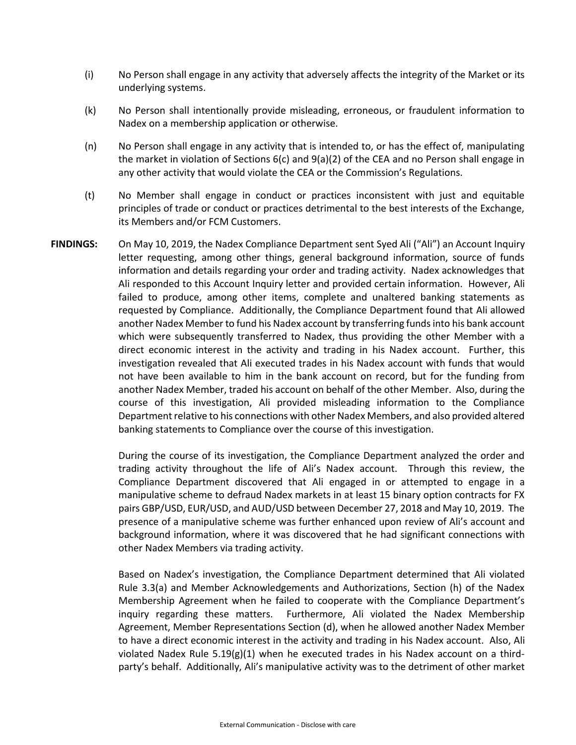(i) No Person shall engage in any activity that adversely affects the integrity of the Market or its underlying systems.

(k) No Person shall intentionally provide misleading, erroneous, or fraudulent information to Nadex on a membership application or otherwise.

(n) No Person shall engage in any activity that is intended to, or has the effect of, manipulating the market in violation of Sections 6(c) and 9(a)(2) of the CEA and no Person shall engage in any other activity that would violate the CEA or the Commission's Regulations.

(t) No Member shall engage in conduct or practices inconsistent with just and equitable principles of trade or conduct or practices detrimental to the best interests of the Exchange, its Members and/or FCM Customers.

**FINDINGS:** On May 10, 2019, the Nadex Compliance Department sent Syed Ali ("Ali") an Account Inquiry letter requesting, among other things, general background information, source of funds information and details regarding your order and trading activity. Nadex acknowledges that Ali responded to this Account Inquiry letter and provided certain information. However, Ali failed to produce, among other items, complete and unaltered banking statements as requested by Compliance. Additionally, the Compliance Department found that Ali allowed another Nadex Member to fund his Nadex account by transferring funds into his bank account which were subsequently transferred to Nadex, thus providing the other Member with a direct economic interest in the activity and trading in his Nadex account. Further, this investigation revealed that Ali executed trades in his Nadex account with funds that would not have been available to him in the bank account on record, but for the funding from another Nadex Member, traded his account on behalf of the other Member. Also, during the course of this investigation, Ali provided misleading information to the Compliance Department relative to his connections with other Nadex Members, and also provided altered banking statements to Compliance over the course of this investigation.

During the course of its investigation, the Compliance Department analyzed the order and trading activity throughout the life of Ali's Nadex account. Through this review, the Compliance Department discovered that Ali engaged in or attempted to engage in a manipulative scheme to defraud Nadex markets in at least 15 binary option contracts for FX pairs GBP/USD, EUR/USD, and AUD/USD between December 27, 2018 and May 10, 2019. The presence of a manipulative scheme was further enhanced upon review of Ali's account and background information, where it was discovered that he had significant connections with other Nadex Members via trading activity.

Based on Nadex's investigation, the Compliance Department determined that Ali violated Rule 3.3(a) and Member Acknowledgements and Authorizations, Section (h) of the Nadex Membership Agreement when he failed to cooperate with the Compliance Department's inquiry regarding these matters. Furthermore, Ali violated the Nadex Membership Agreement, Member Representations Section (d), when he allowed another Nadex Member to have a direct economic interest in the activity and trading in his Nadex account. Also, Ali violated Nadex Rule 5.19(g)(1) when he executed trades in his Nadex account on a third-party's behalf. Additionally, Ali's manipulative activity was to the detriment of other market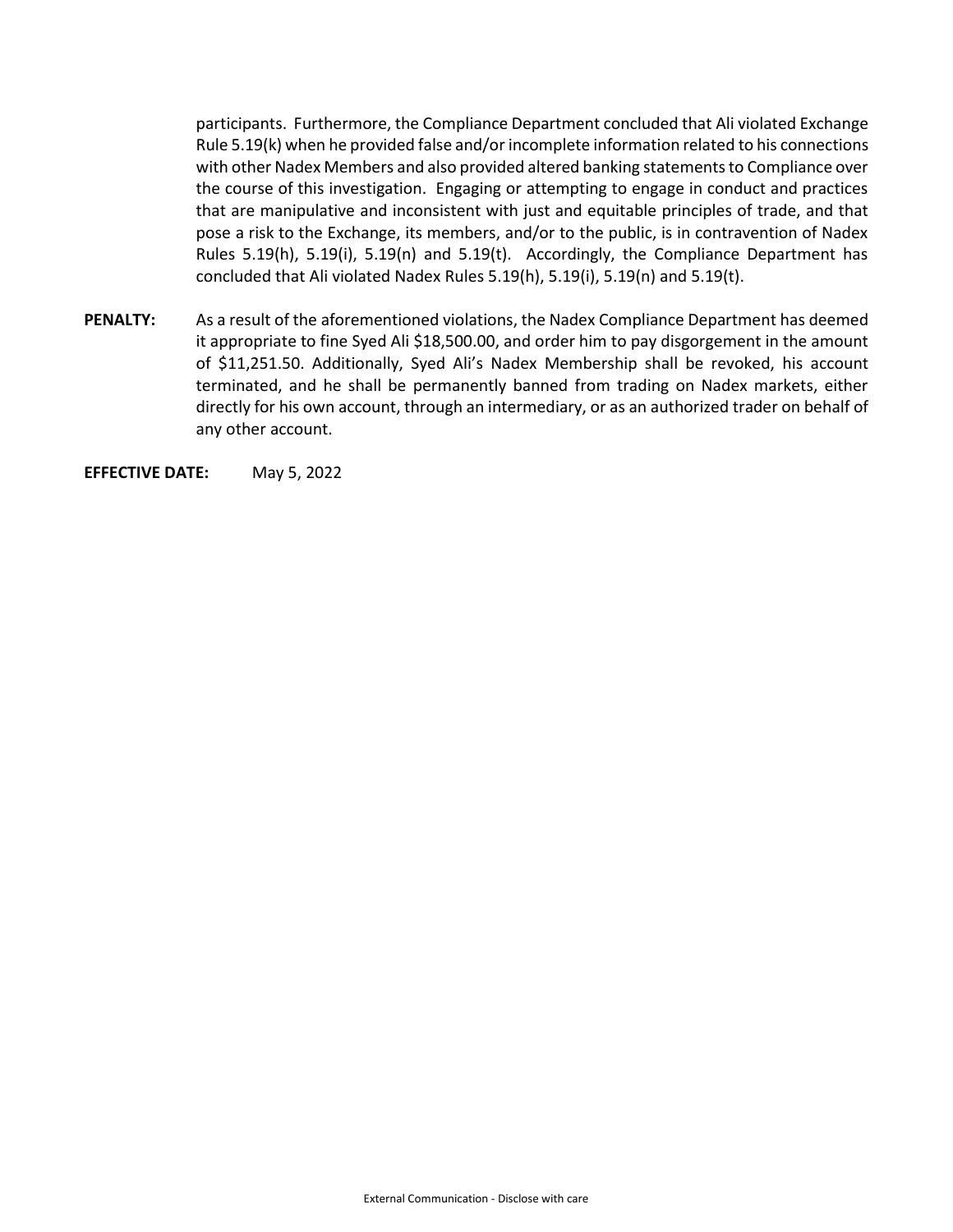participants. Furthermore, the Compliance Department concluded that Ali violated Exchange Rule 5.19(k) when he provided false and/or incomplete information related to his connections with other Nadex Members and also provided altered banking statements to Compliance over the course of this investigation. Engaging or attempting to engage in conduct and practices that are manipulative and inconsistent with just and equitable principles of trade, and that pose a risk to the Exchange, its members, and/or to the public, is in contravention of Nadex Rules 5.19(h), 5.19(i), 5.19(n) and 5.19(t). Accordingly, the Compliance Department has concluded that Ali violated Nadex Rules 5.19(h), 5.19(i), 5.19(n) and 5.19(t).

**PENALTY:** As a result of the aforementioned violations, the Nadex Compliance Department has deemed it appropriate to fine Syed Ali $18,500.00, and order him to pay disgorgement in the amount of $11,251.50. Additionally, Syed Ali's Nadex Membership shall be revoked, his account terminated, and he shall be permanently banned from trading on Nadex markets, either directly for his own account, through an intermediary, or as an authorized trader on behalf of any other account.

**EFFECTIVE DATE:** May 5, 2022

External Communication - Disclose with care